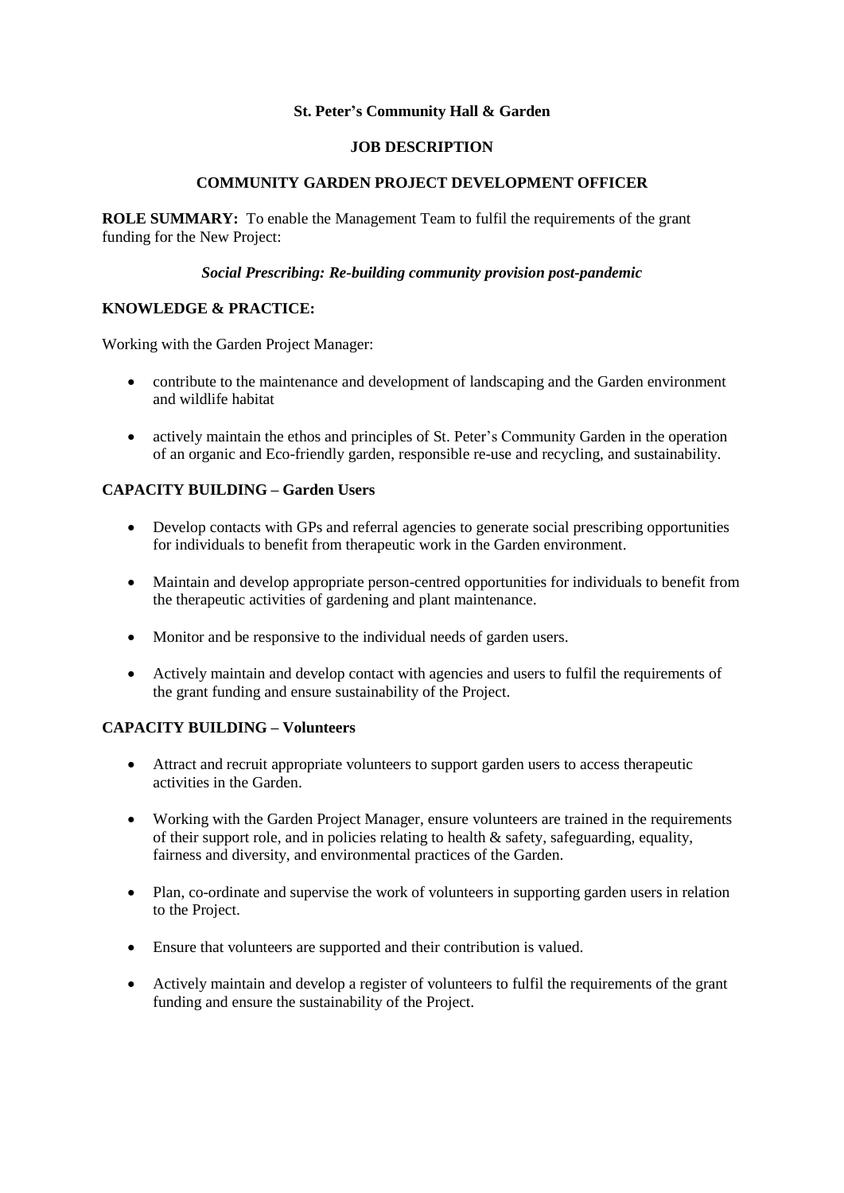**St. Peter's Community Hall & Garden**

**JOB DESCRIPTION**

**COMMUNITY GARDEN PROJECT DEVELOPMENT OFFICER**

**ROLE SUMMARY:** To enable the Management Team to fulfil the requirements of the grant funding for the New Project:

***Social Prescribing: Re-building community provision post-pandemic***

**KNOWLEDGE & PRACTICE:**

Working with the Garden Project Manager:

- contribute to the maintenance and development of landscaping and the Garden environment and wildlife habitat
- actively maintain the ethos and principles of St. Peter's Community Garden in the operation of an organic and Eco-friendly garden, responsible re-use and recycling, and sustainability.

**CAPACITY BUILDING – Garden Users**

- Develop contacts with GPs and referral agencies to generate social prescribing opportunities for individuals to benefit from therapeutic work in the Garden environment.
- Maintain and develop appropriate person-centred opportunities for individuals to benefit from the therapeutic activities of gardening and plant maintenance.
- Monitor and be responsive to the individual needs of garden users.
- Actively maintain and develop contact with agencies and users to fulfil the requirements of the grant funding and ensure sustainability of the Project.

**CAPACITY BUILDING – Volunteers**

- Attract and recruit appropriate volunteers to support garden users to access therapeutic activities in the Garden.
- Working with the Garden Project Manager, ensure volunteers are trained in the requirements of their support role, and in policies relating to health & safety, safeguarding, equality, fairness and diversity, and environmental practices of the Garden.
- Plan, co-ordinate and supervise the work of volunteers in supporting garden users in relation to the Project.
- Ensure that volunteers are supported and their contribution is valued.
- Actively maintain and develop a register of volunteers to fulfil the requirements of the grant funding and ensure the sustainability of the Project.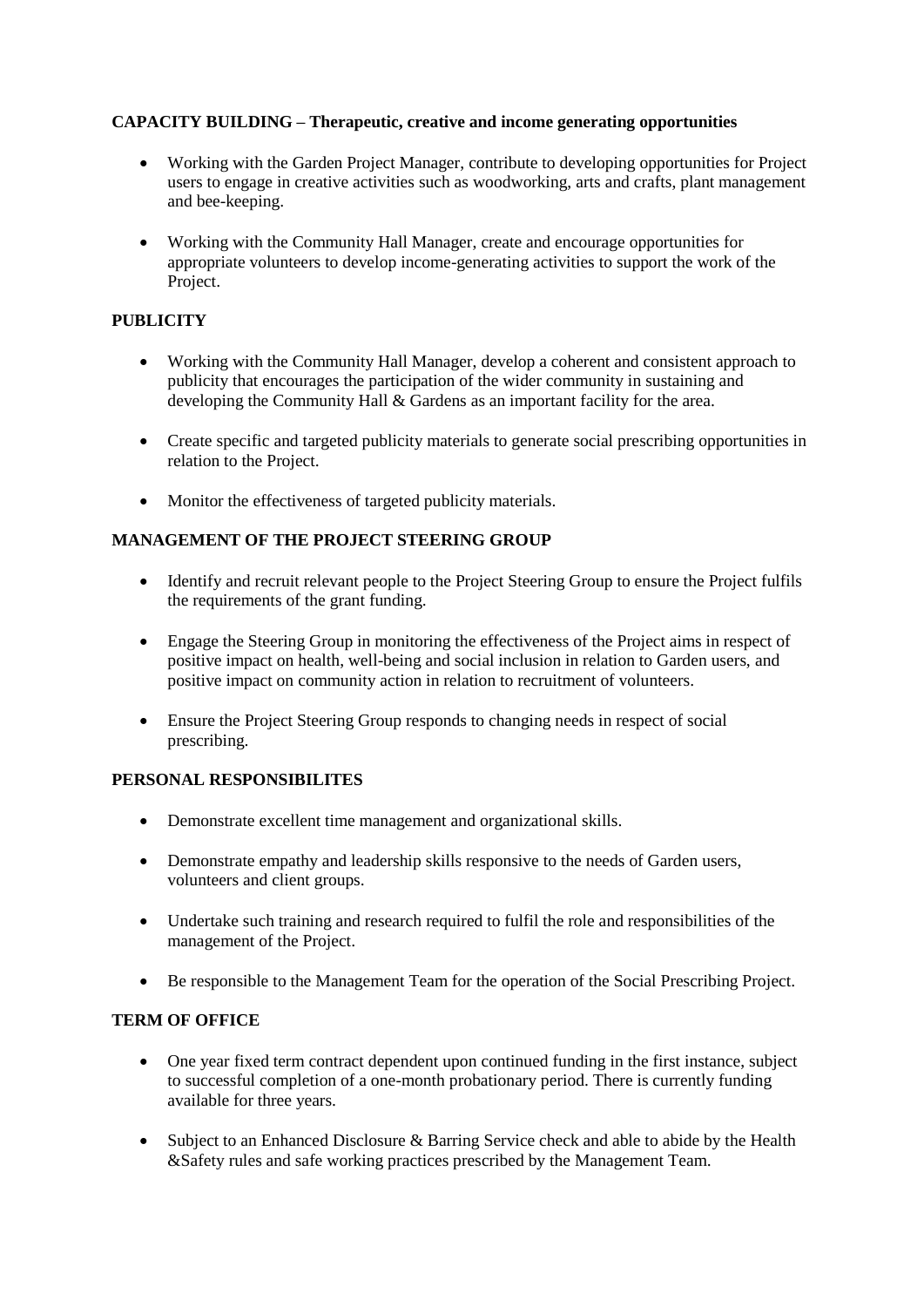**CAPACITY BUILDING – Therapeutic, creative and income generating opportunities**

- Working with the Garden Project Manager, contribute to developing opportunities for Project users to engage in creative activities such as woodworking, arts and crafts, plant management and bee-keeping.
- Working with the Community Hall Manager, create and encourage opportunities for appropriate volunteers to develop income-generating activities to support the work of the Project.

**PUBLICITY**

- Working with the Community Hall Manager, develop a coherent and consistent approach to publicity that encourages the participation of the wider community in sustaining and developing the Community Hall & Gardens as an important facility for the area.
- Create specific and targeted publicity materials to generate social prescribing opportunities in relation to the Project.
- Monitor the effectiveness of targeted publicity materials.

**MANAGEMENT OF THE PROJECT STEERING GROUP**

- Identify and recruit relevant people to the Project Steering Group to ensure the Project fulfils the requirements of the grant funding.
- Engage the Steering Group in monitoring the effectiveness of the Project aims in respect of positive impact on health, well-being and social inclusion in relation to Garden users, and positive impact on community action in relation to recruitment of volunteers.
- Ensure the Project Steering Group responds to changing needs in respect of social prescribing.

**PERSONAL RESPONSIBILITES**

- Demonstrate excellent time management and organizational skills.
- Demonstrate empathy and leadership skills responsive to the needs of Garden users, volunteers and client groups.
- Undertake such training and research required to fulfil the role and responsibilities of the management of the Project.
- Be responsible to the Management Team for the operation of the Social Prescribing Project.

**TERM OF OFFICE**

- One year fixed term contract dependent upon continued funding in the first instance, subject to successful completion of a one-month probationary period. There is currently funding available for three years.
- Subject to an Enhanced Disclosure & Barring Service check and able to abide by the Health &Safety rules and safe working practices prescribed by the Management Team.